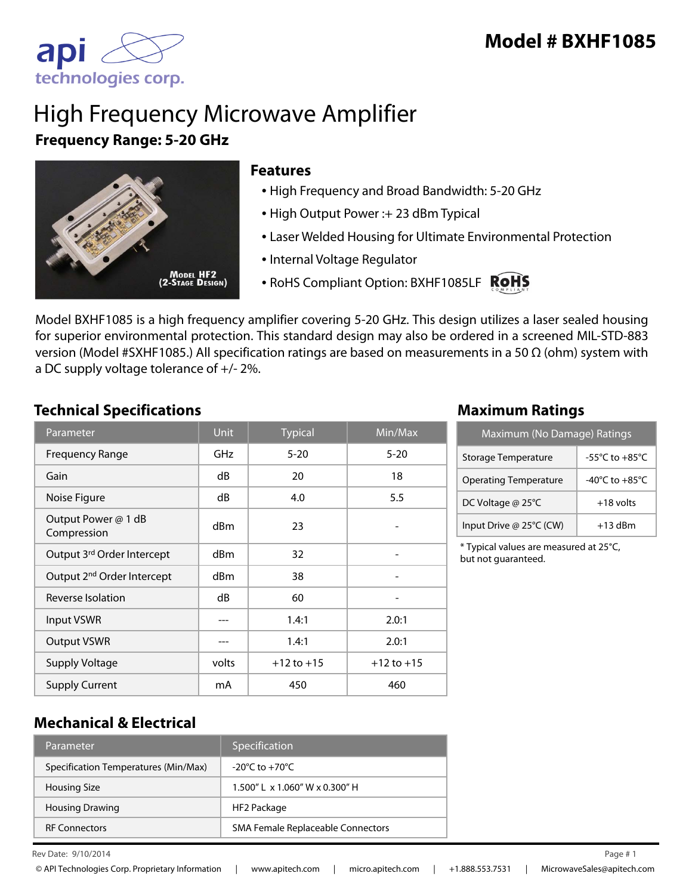# Model # BXHF1085

api technologies corp.

# High Frequency Microwave Amplifier

**Frequency Range: 5-20 GHz**

Model HF2 (2-Stage Design)

## Features

- High Frequency and Broad Bandwidth: 5-20 GHz
- High Output Power :+ 23 dBm Typical
- Laser Welded Housing for Ultimate Environmental Protection
- Internal Voltage Regulator
- RoHS Compliant Option: BXHF1085LF

Model BXHF1085 is a high frequency amplifier covering 5-20 GHz. This design utilizes a laser sealed housing for superior environmental protection. This standard design may also be ordered in a screened MIL-STD-883 version (Model #SXHF1085.) All specification ratings are based on measurements in a 50 Ω (ohm) system with a DC supply voltage tolerance of +/- 2%.

## Technical Specifications

| Parameter | Unit | Typical | Min/Max |
|---|---|---|---|
| Frequency Range | GHz | 5-20 | 5-20 |
| Gain | dB | 20 | 18 |
| Noise Figure | dB | 4.0 | 5.5 |
| Output Power @ 1 dB Compression | dBm | 23 | - |
| Output 3rd Order Intercept | dBm | 32 | - |
| Output 2nd Order Intercept | dBm | 38 | - |
| Reverse Isolation | dB | 60 | - |
| Input VSWR | --- | 1.4:1 | 2.0:1 |
| Output VSWR | --- | 1.4:1 | 2.0:1 |
| Supply Voltage | volts | +12 to +15 | +12 to +15 |
| Supply Current | mA | 450 | 460 |

## Maximum Ratings

| Maximum (No Damage) Ratings | |
|---|---|
| Storage Temperature | -55°C to +85°C |
| Operating Temperature | -40°C to +85°C |
| DC Voltage @ 25°C | +18 volts |
| Input Drive @ 25°C (CW) | +13 dBm |

* Typical values are measured at 25°C, but not guaranteed.

## Mechanical & Electrical

| Parameter | Specification |
|---|---|
| Specification Temperatures (Min/Max) | -20°C to +70°C |
| Housing Size | 1.500" L x 1.060" W x 0.300" H |
| Housing Drawing | HF2 Package |
| RF Connectors | SMA Female Replaceable Connectors |

Rev Date: 9/10/2014

© API Technologies Corp. Proprietary Information | www.apitech.com | micro.apitech.com | +1.888.553.7531 | MicrowaveSales@apitech.com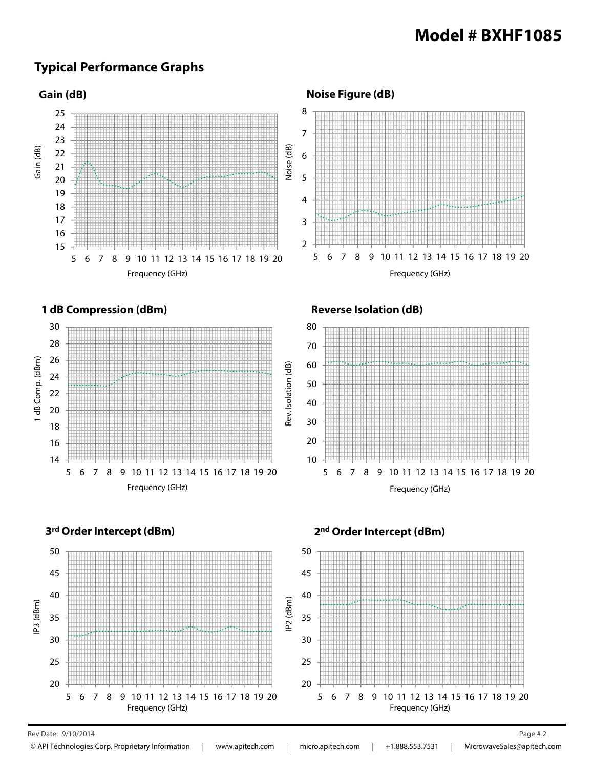# Model # BXHF1085

## Typical Performance Graphs

### Gain (dB)

### Noise Figure (dB)

### 1 dB Compression (dBm)

### Reverse Isolation (dB)

### 3rd Order Intercept (dBm)

### 2nd Order Intercept (dBm)

Rev Date: 9/10/2014

© API Technologies Corp. Proprietary Information | www.apitech.com | micro.apitech.com | +1.888.553.7531 | MicrowaveSales@apitech.com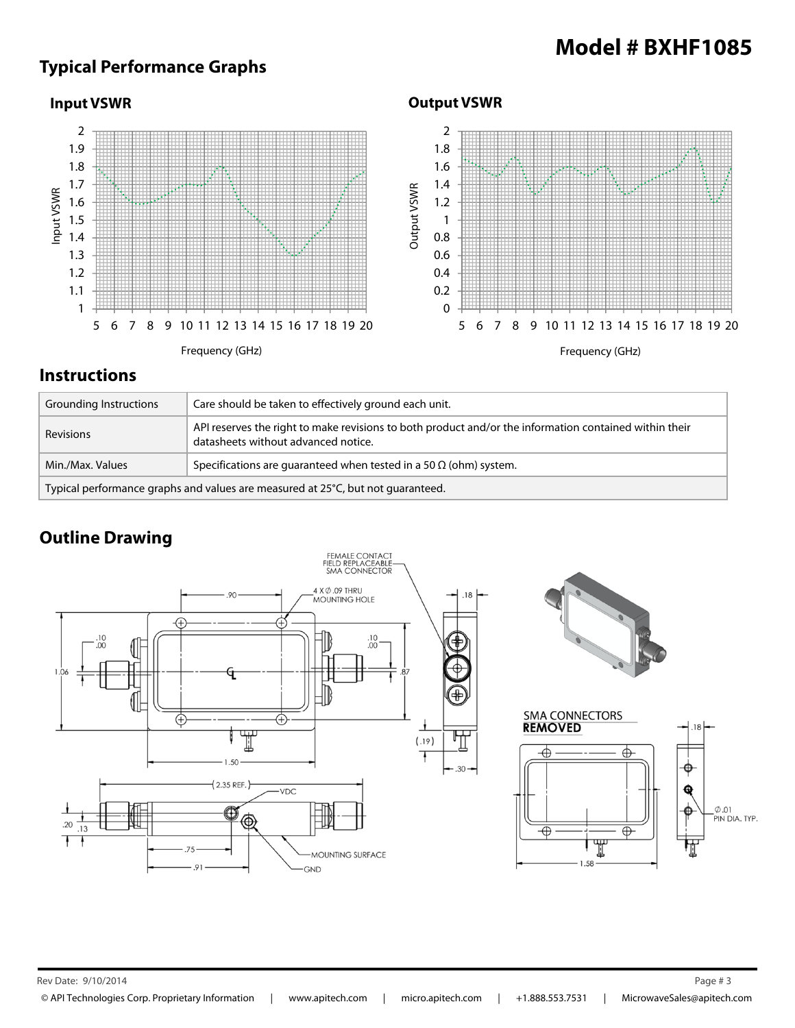# Model # BXHF1085

## Typical Performance Graphs

### Input VSWR

Input VSWR

2
1.9
1.8
1.7
1.6
1.5
1.4
1.3
1.2
1.1
1

5 6 7 8 9 10 11 12 13 14 15 16 17 18 19 20

Frequency (GHz)

### Output VSWR

Output VSWR

2
1.8
1.6
1.4
1.2
1
0.8
0.6
0.4
0.2
0

5 6 7 8 9 10 11 12 13 14 15 16 17 18 19 20

Frequency (GHz)

## Instructions

| | |
|---|---|
| Grounding Instructions | Care should be taken to effectively ground each unit. |
| Revisions | API reserves the right to make revisions to both product and/or the information contained within their datasheets without advanced notice. |
| Min./Max. Values | Specifications are guaranteed when tested in a 50 Ω (ohm) system. |
| Typical performance graphs and values are measured at 25°C, but not guaranteed. | |

## Outline Drawing

FEMALE CONTACT
FIELD REPLACEABLE
SMA CONNECTOR

4 X Ø .09 THRU
MOUNTING HOLE

.90

.18

.10
.00

.10
.00

1.06

.87

(.19)

1.50

.30

(2.35 REF.)

VDC

.20

.13

.75

.91

MOUNTING SURFACE

GND

SMA CONNECTORS
**REMOVED**

.18

Ø .01
PIN DIA. TYP.

1.58